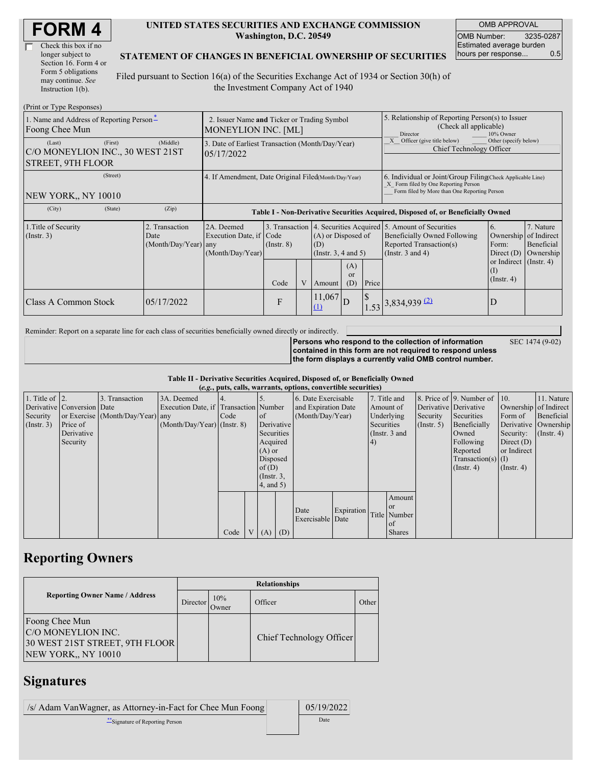# FORM 4

☐ Check this box if no longer subject to Section 16. Form 4 or Form 5 obligations may continue. *See* Instruction 1(b).

**UNITED STATES SECURITIES AND EXCHANGE COMMISSION**
**Washington, D.C. 20549**

**STATEMENT OF CHANGES IN BENEFICIAL OWNERSHIP OF SECURITIES**

Filed pursuant to Section 16(a) of the Securities Exchange Act of 1934 or Section 30(h) of the Investment Company Act of 1940

| OMB APPROVAL | |
|---|---|
| OMB Number: | 3235-0287 |
| Estimated average burden hours per response... | 0.5 |

(Print or Type Responses)

| 1. Name and Address of Reporting Person* | 2. Issuer Name and Ticker or Trading Symbol | 5. Relationship of Reporting Person(s) to Issuer (Check all applicable) |
|---|---|---|
| Foong Chee Mun | MONEYLION INC. [ML] | ___ Director ___ 10% Owner _X_ Officer (give title below) ___ Other (specify below) |
| (Last) (First) (Middle) C/O MONEYLION INC., 30 WEST 21ST STREET, 9TH FLOOR | 3. Date of Earliest Transaction (Month/Day/Year) 05/17/2022 | Chief Technology Officer |
| (Street) NEW YORK,, NY 10010 | 4. If Amendment, Date Original Filed (Month/Day/Year) | 6. Individual or Joint/Group Filing (Check Applicable Line) _X_ Form filed by One Reporting Person ___ Form filed by More than One Reporting Person |
| (City) (State) (Zip) | | |

**Table I - Non-Derivative Securities Acquired, Disposed of, or Beneficially Owned**

| 1.Title of Security (Instr. 3) | 2. Transaction Date (Month/Day/Year) | 2A. Deemed Execution Date, if any (Month/Day/Year) | 3. Transaction Code (Instr. 8) | | 4. Securities Acquired (A) or Disposed of (D) (Instr. 3, 4 and 5) | | | 5. Amount of Securities Beneficially Owned Following Reported Transaction(s) (Instr. 3 and 4) | 6. Ownership Form: Direct (D) or Indirect (I) (Instr. 4) | 7. Nature of Indirect Beneficial Ownership (Instr. 4) |
|---|---|---|---|---|---|---|---|---|---|---|
| | | | Code | V | Amount | (A) or (D) | Price | | | |
| Class A Common Stock | 05/17/2022 | | F | | 11,067 (1) | D | $ 1.53 | 3,834,939 (2) | D | |

Reminder: Report on a separate line for each class of securities beneficially owned directly or indirectly.

**Persons who respond to the collection of information contained in this form are not required to respond unless the form displays a currently valid OMB control number.** SEC 1474 (9-02)

**Table II - Derivative Securities Acquired, Disposed of, or Beneficially Owned**
**(*e.g.*, puts, calls, warrants, options, convertible securities)**

| 1. Title of Derivative Security (Instr. 3) | 2. Conversion or Exercise Price of Derivative Security | 3. Transaction Date (Month/Day/Year) | 3A. Deemed Execution Date, if any (Month/Day/Year) | 4. Transaction Code (Instr. 8) | | 5. Number of Derivative Securities Acquired (A) or Disposed of (D) (Instr. 3, 4, and 5) | | 6. Date Exercisable and Expiration Date (Month/Day/Year) | | 7. Title and Amount of Underlying Securities (Instr. 3 and 4) | | 8. Price of Derivative Security (Instr. 5) | 9. Number of Derivative Securities Beneficially Owned Following Reported Transaction(s) (Instr. 4) | 10. Ownership Form of Derivative Security: Direct (D) or Indirect (I) (Instr. 4) | 11. Nature of Indirect Beneficial Ownership (Instr. 4) |
|---|---|---|---|---|---|---|---|---|---|---|---|---|---|---|---|
| | | | | Code | V | (A) | (D) | Date Exercisable | Expiration Date | Title | Amount or Number of Shares | | | | |

## Reporting Owners

| Reporting Owner Name / Address | Relationships | | | |
|---|---|---|---|---|
| | Director | 10% Owner | Officer | Other |
| Foong Chee Mun C/O MONEYLION INC. 30 WEST 21ST STREET, 9TH FLOOR NEW YORK,, NY 10010 | | | Chief Technology Officer | |

## Signatures

| /s/ Adam VanWagner, as Attorney-in-Fact for Chee Mun Foong | 05/19/2022 |
|---|---|
| **Signature of Reporting Person | Date |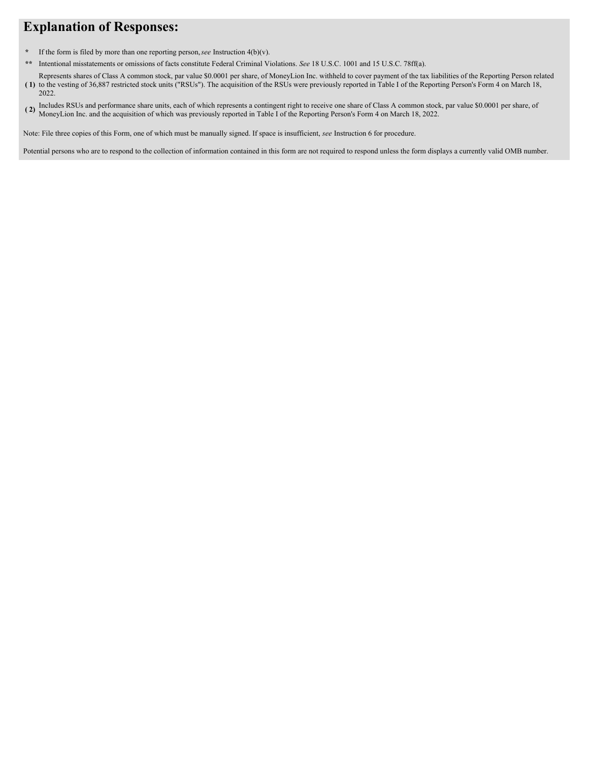# Explanation of Responses:

* If the form is filed by more than one reporting person, *see* Instruction 4(b)(v).

** Intentional misstatements or omissions of facts constitute Federal Criminal Violations. *See* 18 U.S.C. 1001 and 15 U.S.C. 78ff(a).

**( 1)** Represents shares of Class A common stock, par value $0.0001 per share, of MoneyLion Inc. withheld to cover payment of the tax liabilities of the Reporting Person related to the vesting of 36,887 restricted stock units ("RSUs"). The acquisition of the RSUs were previously reported in Table I of the Reporting Person's Form 4 on March 18, 2022.

**( 2)** Includes RSUs and performance share units, each of which represents a contingent right to receive one share of Class A common stock, par value $0.0001 per share, of MoneyLion Inc. and the acquisition of which was previously reported in Table I of the Reporting Person's Form 4 on March 18, 2022.

Note: File three copies of this Form, one of which must be manually signed. If space is insufficient, *see* Instruction 6 for procedure.

Potential persons who are to respond to the collection of information contained in this form are not required to respond unless the form displays a currently valid OMB number.